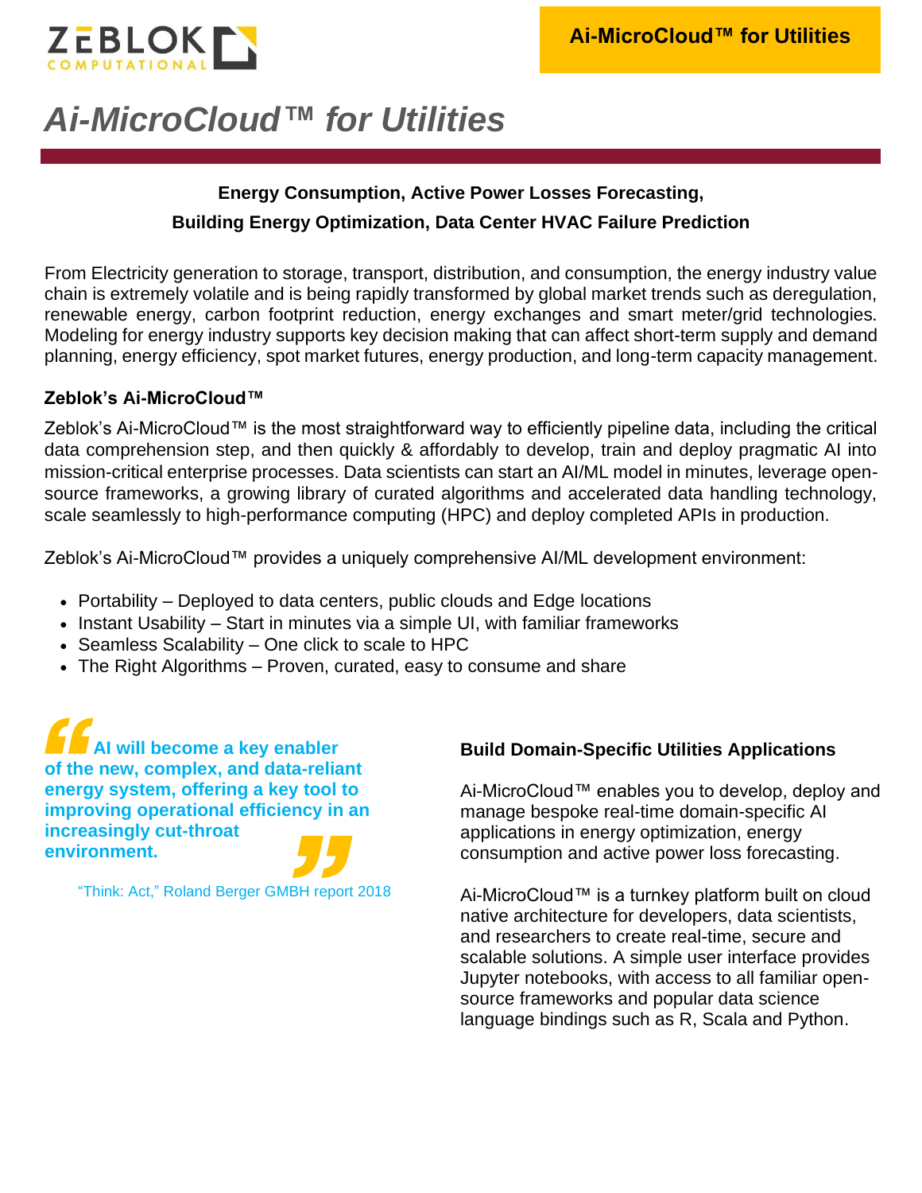# Ai-MicroCloud™ for Utilities

**Energy Consumption, Active Power Losses Forecasting,**
**Building Energy Optimization, Data Center HVAC Failure Prediction**

From Electricity generation to storage, transport, distribution, and consumption, the energy industry value chain is extremely volatile and is being rapidly transformed by global market trends such as deregulation, renewable energy, carbon footprint reduction, energy exchanges and smart meter/grid technologies. Modeling for energy industry supports key decision making that can affect short-term supply and demand planning, energy efficiency, spot market futures, energy production, and long-term capacity management.

### Zeblok's Ai-MicroCloud™

Zeblok's Ai-MicroCloud™ is the most straightforward way to efficiently pipeline data, including the critical data comprehension step, and then quickly & affordably to develop, train and deploy pragmatic AI into mission-critical enterprise processes. Data scientists can start an AI/ML model in minutes, leverage open-source frameworks, a growing library of curated algorithms and accelerated data handling technology, scale seamlessly to high-performance computing (HPC) and deploy completed APIs in production.

Zeblok's Ai-MicroCloud™ provides a uniquely comprehensive AI/ML development environment:

- Portability – Deployed to data centers, public clouds and Edge locations
- Instant Usability – Start in minutes via a simple UI, with familiar frameworks
- Seamless Scalability – One click to scale to HPC
- The Right Algorithms – Proven, curated, easy to consume and share

> **"AI will become a key enabler of the new, complex, and data-reliant energy system, offering a key tool to improving operational efficiency in an increasingly cut-throat environment."**
>
> "Think: Act," Roland Berger GMBH report 2018

### Build Domain-Specific Utilities Applications

Ai-MicroCloud™ enables you to develop, deploy and manage bespoke real-time domain-specific AI applications in energy optimization, energy consumption and active power loss forecasting.

Ai-MicroCloud™ is a turnkey platform built on cloud native architecture for developers, data scientists, and researchers to create real-time, secure and scalable solutions. A simple user interface provides Jupyter notebooks, with access to all familiar open-source frameworks and popular data science language bindings such as R, Scala and Python.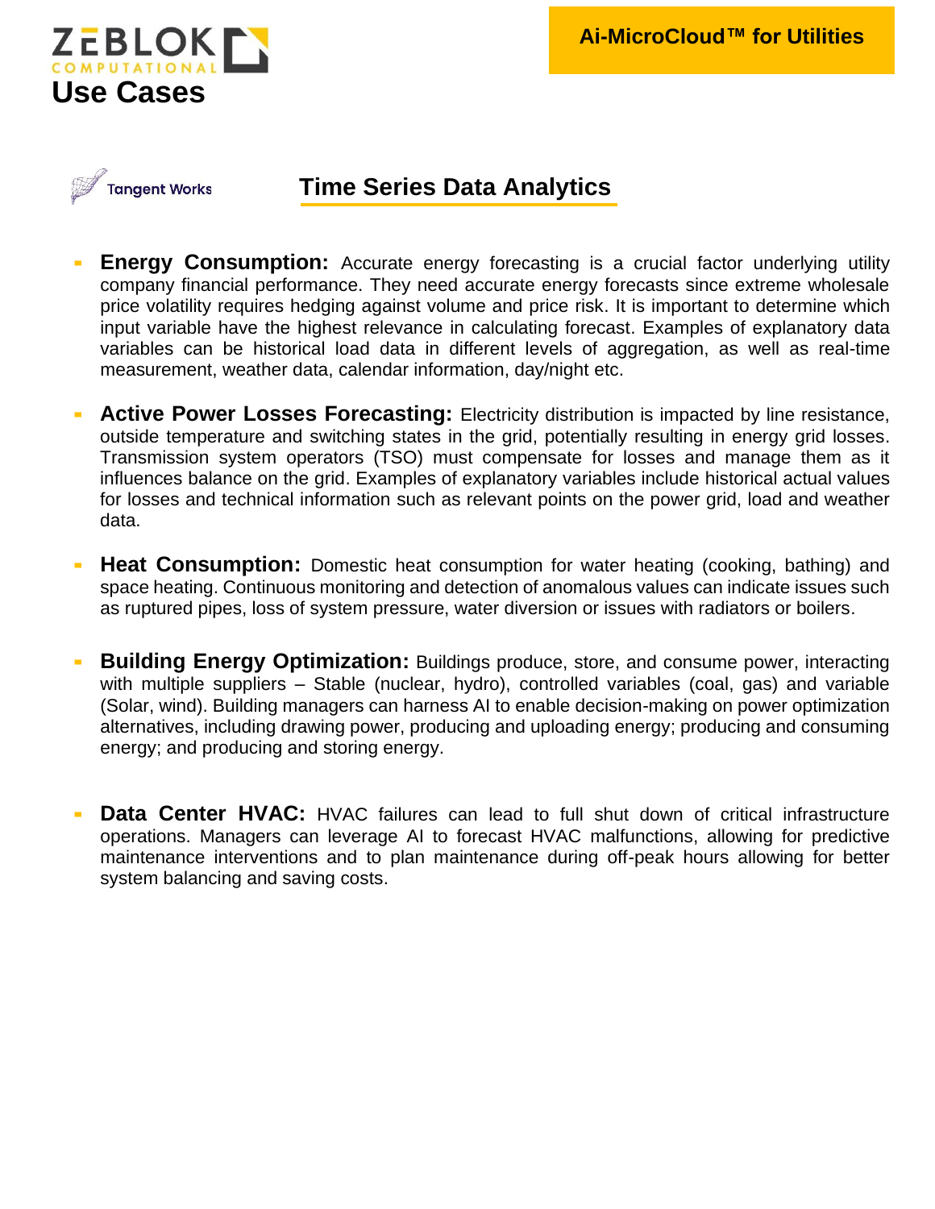# Use Cases

**Ai-MicroCloud™ for Utilities**

Tangent Works

## Time Series Data Analytics

- **Energy Consumption:** Accurate energy forecasting is a crucial factor underlying utility company financial performance. They need accurate energy forecasts since extreme wholesale price volatility requires hedging against volume and price risk. It is important to determine which input variable have the highest relevance in calculating forecast. Examples of explanatory data variables can be historical load data in different levels of aggregation, as well as real-time measurement, weather data, calendar information, day/night etc.

- **Active Power Losses Forecasting:** Electricity distribution is impacted by line resistance, outside temperature and switching states in the grid, potentially resulting in energy grid losses. Transmission system operators (TSO) must compensate for losses and manage them as it influences balance on the grid. Examples of explanatory variables include historical actual values for losses and technical information such as relevant points on the power grid, load and weather data.

- **Heat Consumption:** Domestic heat consumption for water heating (cooking, bathing) and space heating. Continuous monitoring and detection of anomalous values can indicate issues such as ruptured pipes, loss of system pressure, water diversion or issues with radiators or boilers.

- **Building Energy Optimization:** Buildings produce, store, and consume power, interacting with multiple suppliers – Stable (nuclear, hydro), controlled variables (coal, gas) and variable (Solar, wind). Building managers can harness AI to enable decision-making on power optimization alternatives, including drawing power, producing and uploading energy; producing and consuming energy; and producing and storing energy.

- **Data Center HVAC:** HVAC failures can lead to full shut down of critical infrastructure operations. Managers can leverage AI to forecast HVAC malfunctions, allowing for predictive maintenance interventions and to plan maintenance during off-peak hours allowing for better system balancing and saving costs.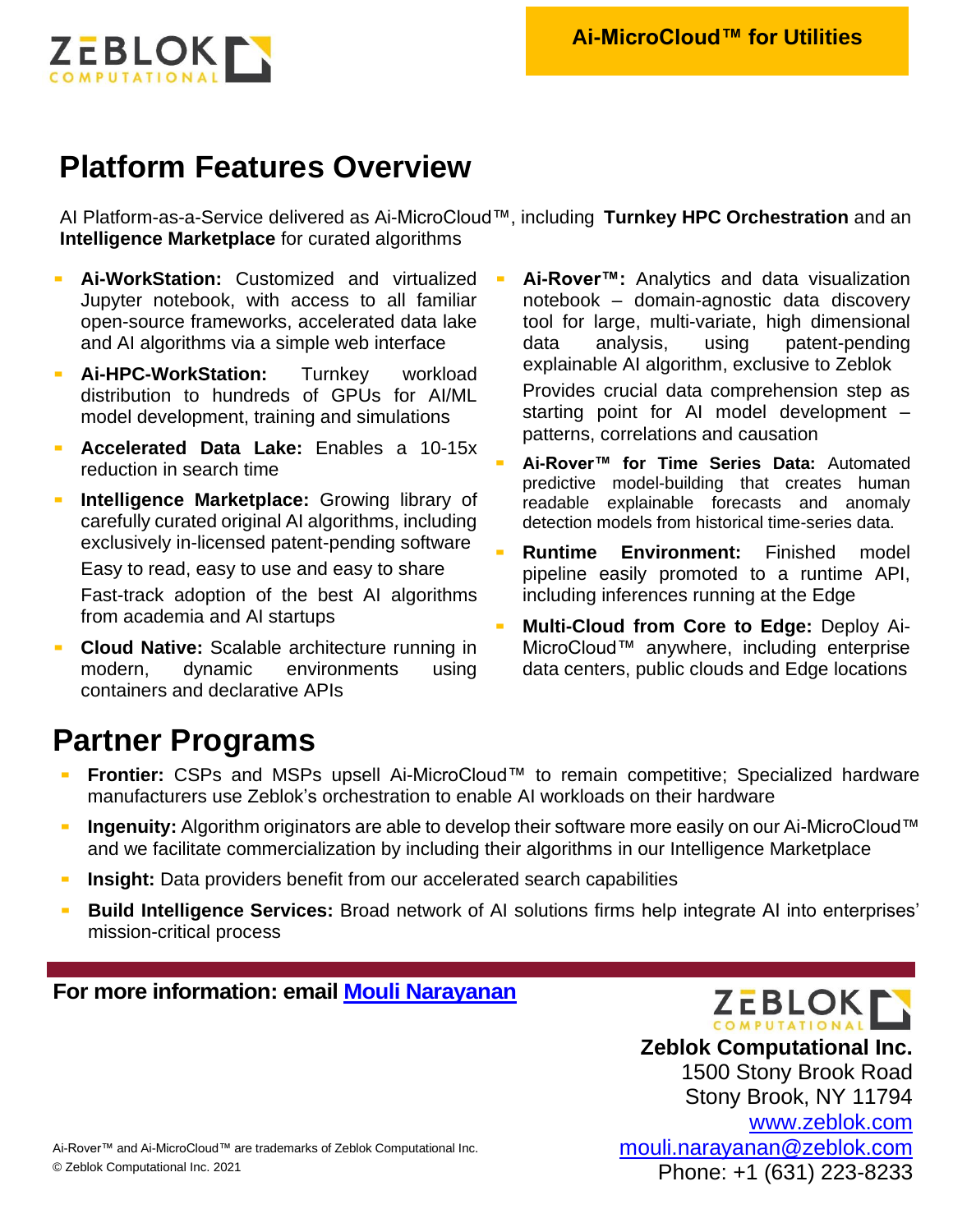Ai-MicroCloud™ for Utilities

# Platform Features Overview

AI Platform-as-a-Service delivered as Ai-MicroCloud™, including **Turnkey HPC Orchestration** and an **Intelligence Marketplace** for curated algorithms

- **Ai-WorkStation:** Customized and virtualized Jupyter notebook, with access to all familiar open-source frameworks, accelerated data lake and AI algorithms via a simple web interface
- **Ai-HPC-WorkStation:** Turnkey workload distribution to hundreds of GPUs for AI/ML model development, training and simulations
- **Accelerated Data Lake:** Enables a 10-15x reduction in search time
- **Intelligence Marketplace:** Growing library of carefully curated original AI algorithms, including exclusively in-licensed patent-pending software

  Easy to read, easy to use and easy to share

  Fast-track adoption of the best AI algorithms from academia and AI startups
- **Cloud Native:** Scalable architecture running in modern, dynamic environments using containers and declarative APIs
- **Ai-Rover™:** Analytics and data visualization notebook – domain-agnostic data discovery tool for large, multi-variate, high dimensional data analysis, using patent-pending explainable AI algorithm, exclusive to Zeblok

  Provides crucial data comprehension step as starting point for AI model development – patterns, correlations and causation
- **Ai-Rover™ for Time Series Data:** Automated predictive model-building that creates human readable explainable forecasts and anomaly detection models from historical time-series data.
- **Runtime Environment:** Finished model pipeline easily promoted to a runtime API, including inferences running at the Edge
- **Multi-Cloud from Core to Edge:** Deploy Ai-MicroCloud™ anywhere, including enterprise data centers, public clouds and Edge locations

# Partner Programs

- **Frontier:** CSPs and MSPs upsell Ai-MicroCloud™ to remain competitive; Specialized hardware manufacturers use Zeblok's orchestration to enable AI workloads on their hardware
- **Ingenuity:** Algorithm originators are able to develop their software more easily on our Ai-MicroCloud™ and we facilitate commercialization by including their algorithms in our Intelligence Marketplace
- **Insight:** Data providers benefit from our accelerated search capabilities
- **Build Intelligence Services:** Broad network of AI solutions firms help integrate AI into enterprises' mission-critical process

**For more information: email [Mouli Narayanan](mailto:mouli.narayanan@zeblok.com)**

**Zeblok Computational Inc.**
1500 Stony Brook Road
Stony Brook, NY 11794
www.zeblok.com
mouli.narayanan@zeblok.com
Phone: +1 (631) 223-8233

Ai-Rover™ and Ai-MicroCloud™ are trademarks of Zeblok Computational Inc.
© Zeblok Computational Inc. 2021